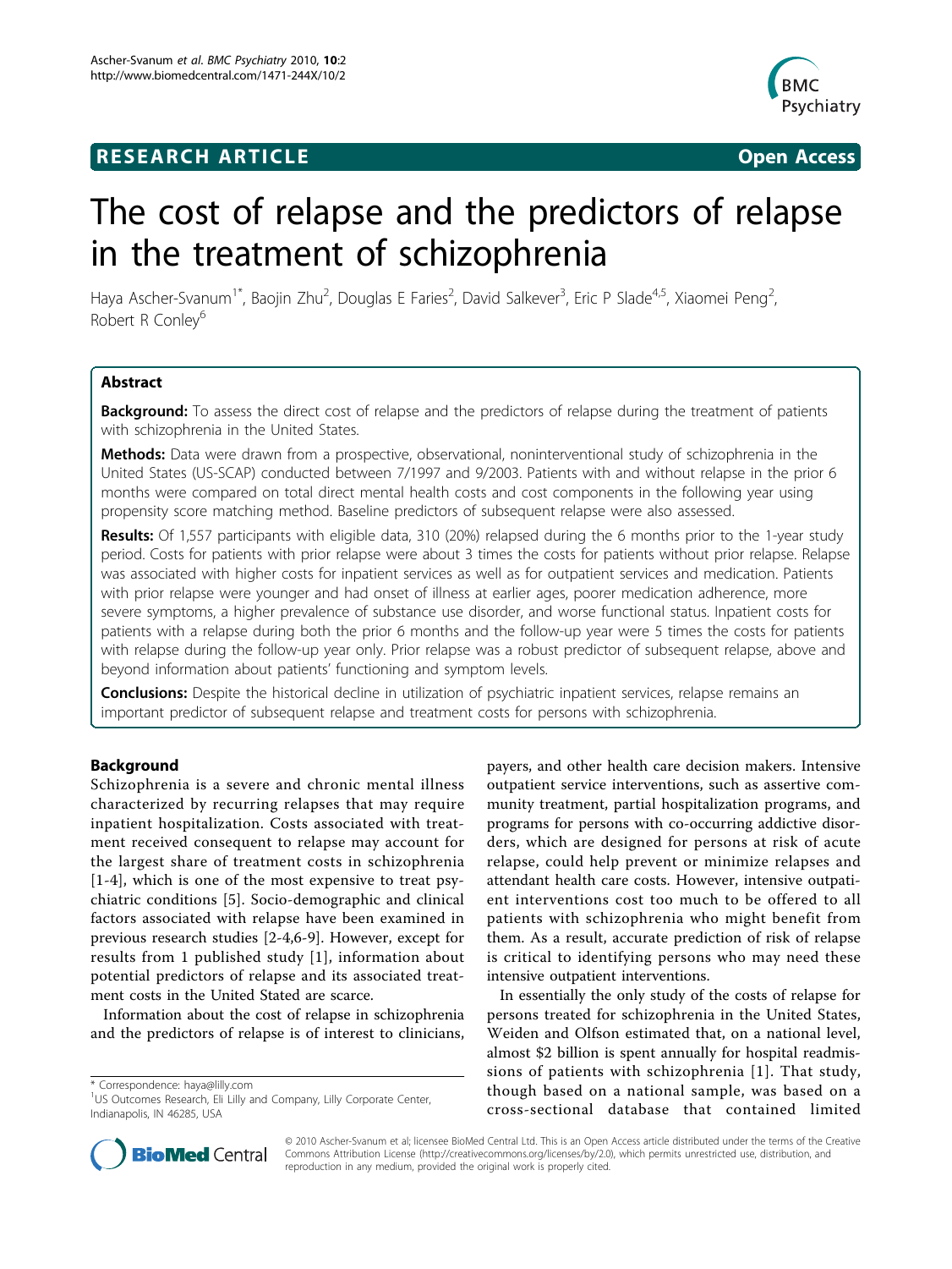**RESEARCH ARTICLE** **Open Access**

# The cost of relapse and the predictors of relapse in the treatment of schizophrenia

Haya Ascher-Svanum[1*], Baojin Zhu[2], Douglas E Faries[2], David Salkever[3], Eric P Slade[4,5], Xiaomei Peng[2], Robert R Conley[6]

## Abstract

**Background:** To assess the direct cost of relapse and the predictors of relapse during the treatment of patients with schizophrenia in the United States.

**Methods:** Data were drawn from a prospective, observational, noninterventional study of schizophrenia in the United States (US-SCAP) conducted between 7/1997 and 9/2003. Patients with and without relapse in the prior 6 months were compared on total direct mental health costs and cost components in the following year using propensity score matching method. Baseline predictors of subsequent relapse were also assessed.

**Results:** Of 1,557 participants with eligible data, 310 (20%) relapsed during the 6 months prior to the 1-year study period. Costs for patients with prior relapse were about 3 times the costs for patients without prior relapse. Relapse was associated with higher costs for inpatient services as well as for outpatient services and medication. Patients with prior relapse were younger and had onset of illness at earlier ages, poorer medication adherence, more severe symptoms, a higher prevalence of substance use disorder, and worse functional status. Inpatient costs for patients with a relapse during both the prior 6 months and the follow-up year were 5 times the costs for patients with relapse during the follow-up year only. Prior relapse was a robust predictor of subsequent relapse, above and beyond information about patients' functioning and symptom levels.

**Conclusions:** Despite the historical decline in utilization of psychiatric inpatient services, relapse remains an important predictor of subsequent relapse and treatment costs for persons with schizophrenia.

## Background

Schizophrenia is a severe and chronic mental illness characterized by recurring relapses that may require inpatient hospitalization. Costs associated with treatment received consequent to relapse may account for the largest share of treatment costs in schizophrenia [1-4], which is one of the most expensive to treat psychiatric conditions [5]. Socio-demographic and clinical factors associated with relapse have been examined in previous research studies [2-4,6-9]. However, except for results from 1 published study [1], information about potential predictors of relapse and its associated treatment costs in the United Stated are scarce.

Information about the cost of relapse in schizophrenia and the predictors of relapse is of interest to clinicians, payers, and other health care decision makers. Intensive outpatient service interventions, such as assertive community treatment, partial hospitalization programs, and programs for persons with co-occurring addictive disorders, which are designed for persons at risk of acute relapse, could help prevent or minimize relapses and attendant health care costs. However, intensive outpatient interventions cost too much to be offered to all patients with schizophrenia who might benefit from them. As a result, accurate prediction of risk of relapse is critical to identifying persons who may need these intensive outpatient interventions.

In essentially the only study of the costs of relapse for persons treated for schizophrenia in the United States, Weiden and Olfson estimated that, on a national level, almost $2 billion is spent annually for hospital readmissions of patients with schizophrenia [1]. That study, though based on a national sample, was based on a cross-sectional database that contained limited

\* Correspondence: haya@lilly.com
[1]US Outcomes Research, Eli Lilly and Company, Lilly Corporate Center, Indianapolis, IN 46285, USA

© 2010 Ascher-Svanum et al; licensee BioMed Central Ltd. This is an Open Access article distributed under the terms of the Creative Commons Attribution License (http://creativecommons.org/licenses/by/2.0), which permits unrestricted use, distribution, and reproduction in any medium, provided the original work is properly cited.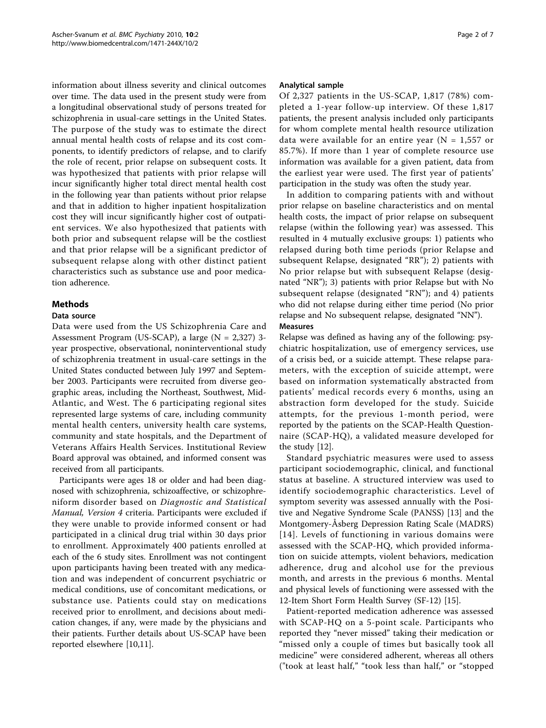information about illness severity and clinical outcomes over time. The data used in the present study were from a longitudinal observational study of persons treated for schizophrenia in usual-care settings in the United States. The purpose of the study was to estimate the direct annual mental health costs of relapse and its cost components, to identify predictors of relapse, and to clarify the role of recent, prior relapse on subsequent costs. It was hypothesized that patients with prior relapse will incur significantly higher total direct mental health cost in the following year than patients without prior relapse and that in addition to higher inpatient hospitalization cost they will incur significantly higher cost of outpatient services. We also hypothesized that patients with both prior and subsequent relapse will be the costliest and that prior relapse will be a significant predictor of subsequent relapse along with other distinct patient characteristics such as substance use and poor medication adherence.

## Methods

### Data source

Data were used from the US Schizophrenia Care and Assessment Program (US-SCAP), a large (N = 2,327) 3-year prospective, observational, noninterventional study of schizophrenia treatment in usual-care settings in the United States conducted between July 1997 and September 2003. Participants were recruited from diverse geographic areas, including the Northeast, Southwest, Mid-Atlantic, and West. The 6 participating regional sites represented large systems of care, including community mental health centers, university health care systems, community and state hospitals, and the Department of Veterans Affairs Health Services. Institutional Review Board approval was obtained, and informed consent was received from all participants.

Participants were ages 18 or older and had been diagnosed with schizophrenia, schizoaffective, or schizophreniform disorder based on *Diagnostic and Statistical Manual, Version 4* criteria. Participants were excluded if they were unable to provide informed consent or had participated in a clinical drug trial within 30 days prior to enrollment. Approximately 400 patients enrolled at each of the 6 study sites. Enrollment was not contingent upon participants having been treated with any medication and was independent of concurrent psychiatric or medical conditions, use of concomitant medications, or substance use. Patients could stay on medications received prior to enrollment, and decisions about medication changes, if any, were made by the physicians and their patients. Further details about US-SCAP have been reported elsewhere [10,11].

### Analytical sample

Of 2,327 patients in the US-SCAP, 1,817 (78%) completed a 1-year follow-up interview. Of these 1,817 patients, the present analysis included only participants for whom complete mental health resource utilization data were available for an entire year (N = 1,557 or 85.7%). If more than 1 year of complete resource use information was available for a given patient, data from the earliest year were used. The first year of patients' participation in the study was often the study year.

In addition to comparing patients with and without prior relapse on baseline characteristics and on mental health costs, the impact of prior relapse on subsequent relapse (within the following year) was assessed. This resulted in 4 mutually exclusive groups: 1) patients who relapsed during both time periods (prior Relapse and subsequent Relapse, designated "RR"); 2) patients with No prior relapse but with subsequent Relapse (designated "NR"); 3) patients with prior Relapse but with No subsequent relapse (designated "RN"); and 4) patients who did not relapse during either time period (No prior relapse and No subsequent relapse, designated "NN").

### Measures

Relapse was defined as having any of the following: psychiatric hospitalization, use of emergency services, use of a crisis bed, or a suicide attempt. These relapse parameters, with the exception of suicide attempt, were based on information systematically abstracted from patients' medical records every 6 months, using an abstraction form developed for the study. Suicide attempts, for the previous 1-month period, were reported by the patients on the SCAP-Health Questionnaire (SCAP-HQ), a validated measure developed for the study [12].

Standard psychiatric measures were used to assess participant sociodemographic, clinical, and functional status at baseline. A structured interview was used to identify sociodemographic characteristics. Level of symptom severity was assessed annually with the Positive and Negative Syndrome Scale (PANSS) [13] and the Montgomery-Åsberg Depression Rating Scale (MADRS) [14]. Levels of functioning in various domains were assessed with the SCAP-HQ, which provided information on suicide attempts, violent behaviors, medication adherence, drug and alcohol use for the previous month, and arrests in the previous 6 months. Mental and physical levels of functioning were assessed with the 12-Item Short Form Health Survey (SF-12) [15].

Patient-reported medication adherence was assessed with SCAP-HQ on a 5-point scale. Participants who reported they "never missed" taking their medication or "missed only a couple of times but basically took all medicine" were considered adherent, whereas all others ("took at least half," "took less than half," or "stopped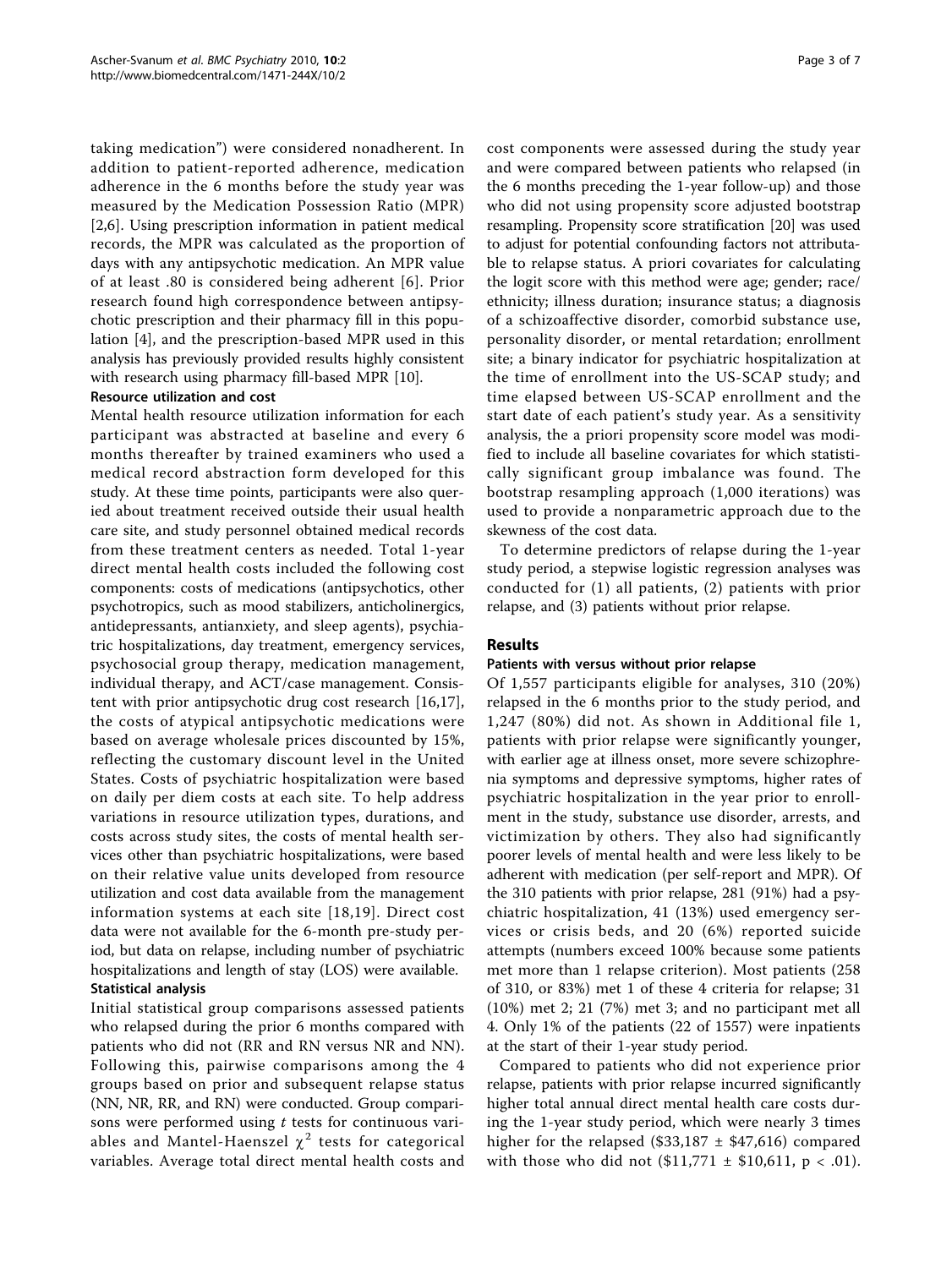taking medication") were considered nonadherent. In addition to patient-reported adherence, medication adherence in the 6 months before the study year was measured by the Medication Possession Ratio (MPR) [2,6]. Using prescription information in patient medical records, the MPR was calculated as the proportion of days with any antipsychotic medication. An MPR value of at least .80 is considered being adherent [6]. Prior research found high correspondence between antipsychotic prescription and their pharmacy fill in this population [4], and the prescription-based MPR used in this analysis has previously provided results highly consistent with research using pharmacy fill-based MPR [10].

### Resource utilization and cost

Mental health resource utilization information for each participant was abstracted at baseline and every 6 months thereafter by trained examiners who used a medical record abstraction form developed for this study. At these time points, participants were also queried about treatment received outside their usual health care site, and study personnel obtained medical records from these treatment centers as needed. Total 1-year direct mental health costs included the following cost components: costs of medications (antipsychotics, other psychotropics, such as mood stabilizers, anticholinergics, antidepressants, antianxiety, and sleep agents), psychiatric hospitalizations, day treatment, emergency services, psychosocial group therapy, medication management, individual therapy, and ACT/case management. Consistent with prior antipsychotic drug cost research [16,17], the costs of atypical antipsychotic medications were based on average wholesale prices discounted by 15%, reflecting the customary discount level in the United States. Costs of psychiatric hospitalization were based on daily per diem costs at each site. To help address variations in resource utilization types, durations, and costs across study sites, the costs of mental health services other than psychiatric hospitalizations, were based on their relative value units developed from resource utilization and cost data available from the management information systems at each site [18,19]. Direct cost data were not available for the 6-month pre-study period, but data on relapse, including number of psychiatric hospitalizations and length of stay (LOS) were available.

### Statistical analysis

Initial statistical group comparisons assessed patients who relapsed during the prior 6 months compared with patients who did not (RR and RN versus NR and NN). Following this, pairwise comparisons among the 4 groups based on prior and subsequent relapse status (NN, NR, RR, and RN) were conducted. Group comparisons were performed using $t$ tests for continuous variables and Mantel-Haenszel $\chi^2$ tests for categorical variables. Average total direct mental health costs and cost components were assessed during the study year and were compared between patients who relapsed (in the 6 months preceding the 1-year follow-up) and those who did not using propensity score adjusted bootstrap resampling. Propensity score stratification [20] was used to adjust for potential confounding factors not attributable to relapse status. A priori covariates for calculating the logit score with this method were age; gender; race/ethnicity; illness duration; insurance status; a diagnosis of a schizoaffective disorder, comorbid substance use, personality disorder, or mental retardation; enrollment site; a binary indicator for psychiatric hospitalization at the time of enrollment into the US-SCAP study; and time elapsed between US-SCAP enrollment and the start date of each patient's study year. As a sensitivity analysis, the a priori propensity score model was modified to include all baseline covariates for which statistically significant group imbalance was found. The bootstrap resampling approach (1,000 iterations) was used to provide a nonparametric approach due to the skewness of the cost data.

To determine predictors of relapse during the 1-year study period, a stepwise logistic regression analyses was conducted for (1) all patients, (2) patients with prior relapse, and (3) patients without prior relapse.

## Results

### Patients with versus without prior relapse

Of 1,557 participants eligible for analyses, 310 (20%) relapsed in the 6 months prior to the study period, and 1,247 (80%) did not. As shown in Additional file 1, patients with prior relapse were significantly younger, with earlier age at illness onset, more severe schizophrenia symptoms and depressive symptoms, higher rates of psychiatric hospitalization in the year prior to enrollment in the study, substance use disorder, arrests, and victimization by others. They also had significantly poorer levels of mental health and were less likely to be adherent with medication (per self-report and MPR). Of the 310 patients with prior relapse, 281 (91%) had a psychiatric hospitalization, 41 (13%) used emergency services or crisis beds, and 20 (6%) reported suicide attempts (numbers exceed 100% because some patients met more than 1 relapse criterion). Most patients (258 of 310, or 83%) met 1 of these 4 criteria for relapse; 31 (10%) met 2; 21 (7%) met 3; and no participant met all 4. Only 1% of the patients (22 of 1557) were inpatients at the start of their 1-year study period.

Compared to patients who did not experience prior relapse, patients with prior relapse incurred significantly higher total annual direct mental health care costs during the 1-year study period, which were nearly 3 times higher for the relapsed (\$33,187 ± \$47,616) compared with those who did not (\$11,771 ± \$10,611, $p < .01$).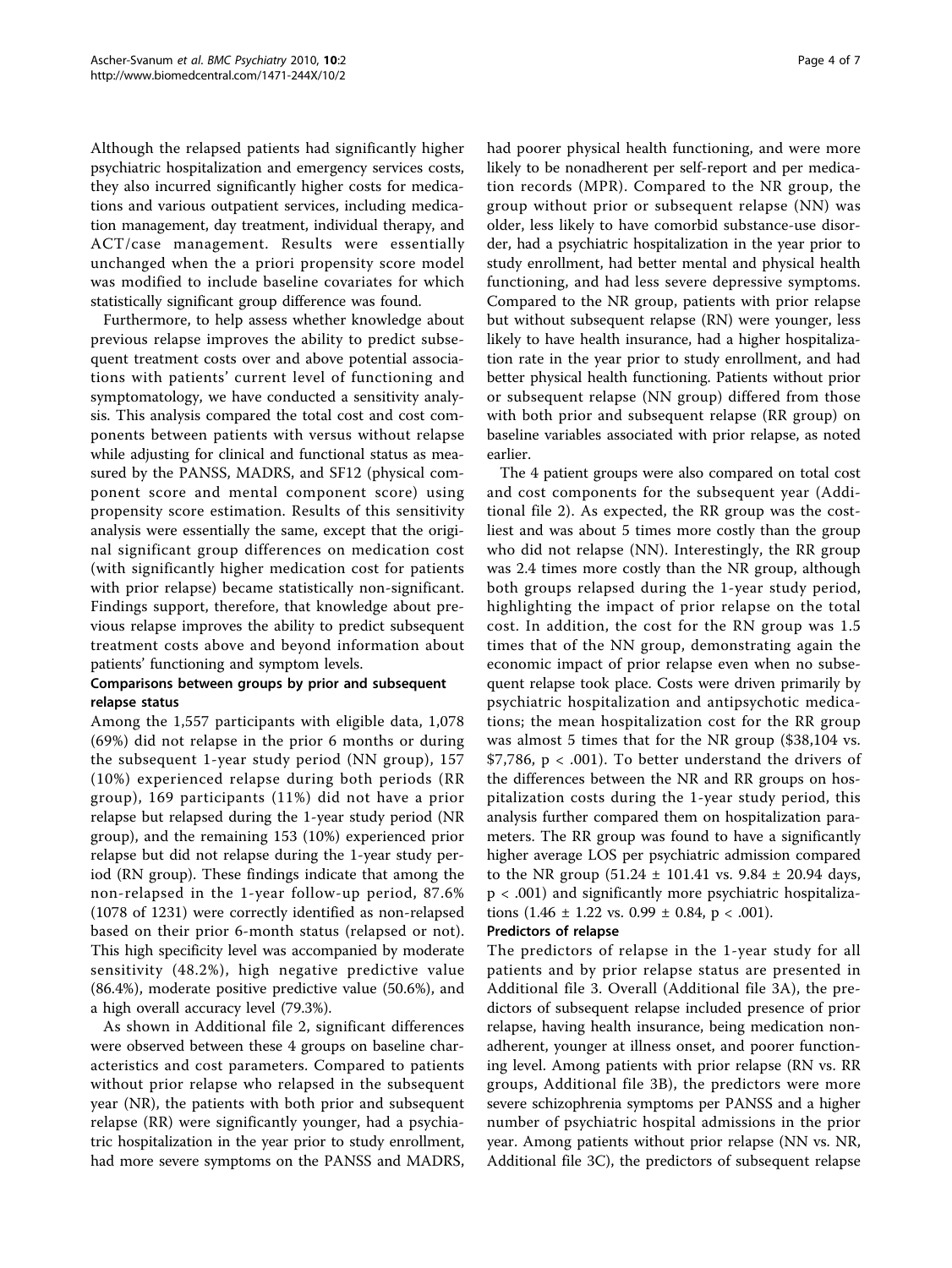Although the relapsed patients had significantly higher psychiatric hospitalization and emergency services costs, they also incurred significantly higher costs for medications and various outpatient services, including medication management, day treatment, individual therapy, and ACT/case management. Results were essentially unchanged when the a priori propensity score model was modified to include baseline covariates for which statistically significant group difference was found.

Furthermore, to help assess whether knowledge about previous relapse improves the ability to predict subsequent treatment costs over and above potential associations with patients' current level of functioning and symptomatology, we have conducted a sensitivity analysis. This analysis compared the total cost and cost components between patients with versus without relapse while adjusting for clinical and functional status as measured by the PANSS, MADRS, and SF12 (physical component score and mental component score) using propensity score estimation. Results of this sensitivity analysis were essentially the same, except that the original significant group differences on medication cost (with significantly higher medication cost for patients with prior relapse) became statistically non-significant. Findings support, therefore, that knowledge about previous relapse improves the ability to predict subsequent treatment costs above and beyond information about patients' functioning and symptom levels.

### Comparisons between groups by prior and subsequent relapse status

Among the 1,557 participants with eligible data, 1,078 (69%) did not relapse in the prior 6 months or during the subsequent 1-year study period (NN group), 157 (10%) experienced relapse during both periods (RR group), 169 participants (11%) did not have a prior relapse but relapsed during the 1-year study period (NR group), and the remaining 153 (10%) experienced prior relapse but did not relapse during the 1-year study period (RN group). These findings indicate that among the non-relapsed in the 1-year follow-up period, 87.6% (1078 of 1231) were correctly identified as non-relapsed based on their prior 6-month status (relapsed or not). This high specificity level was accompanied by moderate sensitivity (48.2%), high negative predictive value (86.4%), moderate positive predictive value (50.6%), and a high overall accuracy level (79.3%).

As shown in Additional file 2, significant differences were observed between these 4 groups on baseline characteristics and cost parameters. Compared to patients without prior relapse who relapsed in the subsequent year (NR), the patients with both prior and subsequent relapse (RR) were significantly younger, had a psychiatric hospitalization in the year prior to study enrollment, had more severe symptoms on the PANSS and MADRS, had poorer physical health functioning, and were more likely to be nonadherent per self-report and per medication records (MPR). Compared to the NR group, the group without prior or subsequent relapse (NN) was older, less likely to have comorbid substance-use disorder, had a psychiatric hospitalization in the year prior to study enrollment, had better mental and physical health functioning, and had less severe depressive symptoms. Compared to the NR group, patients with prior relapse but without subsequent relapse (RN) were younger, less likely to have health insurance, had a higher hospitalization rate in the year prior to study enrollment, and had better physical health functioning. Patients without prior or subsequent relapse (NN group) differed from those with both prior and subsequent relapse (RR group) on baseline variables associated with prior relapse, as noted earlier.

The 4 patient groups were also compared on total cost and cost components for the subsequent year (Additional file 2). As expected, the RR group was the costliest and was about 5 times more costly than the group who did not relapse (NN). Interestingly, the RR group was 2.4 times more costly than the NR group, although both groups relapsed during the 1-year study period, highlighting the impact of prior relapse on the total cost. In addition, the cost for the RN group was 1.5 times that of the NN group, demonstrating again the economic impact of prior relapse even when no subsequent relapse took place. Costs were driven primarily by psychiatric hospitalization and antipsychotic medications; the mean hospitalization cost for the RR group was almost 5 times that for the NR group ($38,104 vs. $7,786, $p < .001$). To better understand the drivers of the differences between the NR and RR groups on hospitalization costs during the 1-year study period, this analysis further compared them on hospitalization parameters. The RR group was found to have a significantly higher average LOS per psychiatric admission compared to the NR group ($51.24 \pm 101.41$ vs. $9.84 \pm 20.94$ days, $p < .001$) and significantly more psychiatric hospitalizations ($1.46 \pm 1.22$ vs. $0.99 \pm 0.84$, $p < .001$).

### Predictors of relapse

The predictors of relapse in the 1-year study for all patients and by prior relapse status are presented in Additional file 3. Overall (Additional file 3A), the predictors of subsequent relapse included presence of prior relapse, having health insurance, being medication nonadherent, younger at illness onset, and poorer functioning level. Among patients with prior relapse (RN vs. RR groups, Additional file 3B), the predictors were more severe schizophrenia symptoms per PANSS and a higher number of psychiatric hospital admissions in the prior year. Among patients without prior relapse (NN vs. NR, Additional file 3C), the predictors of subsequent relapse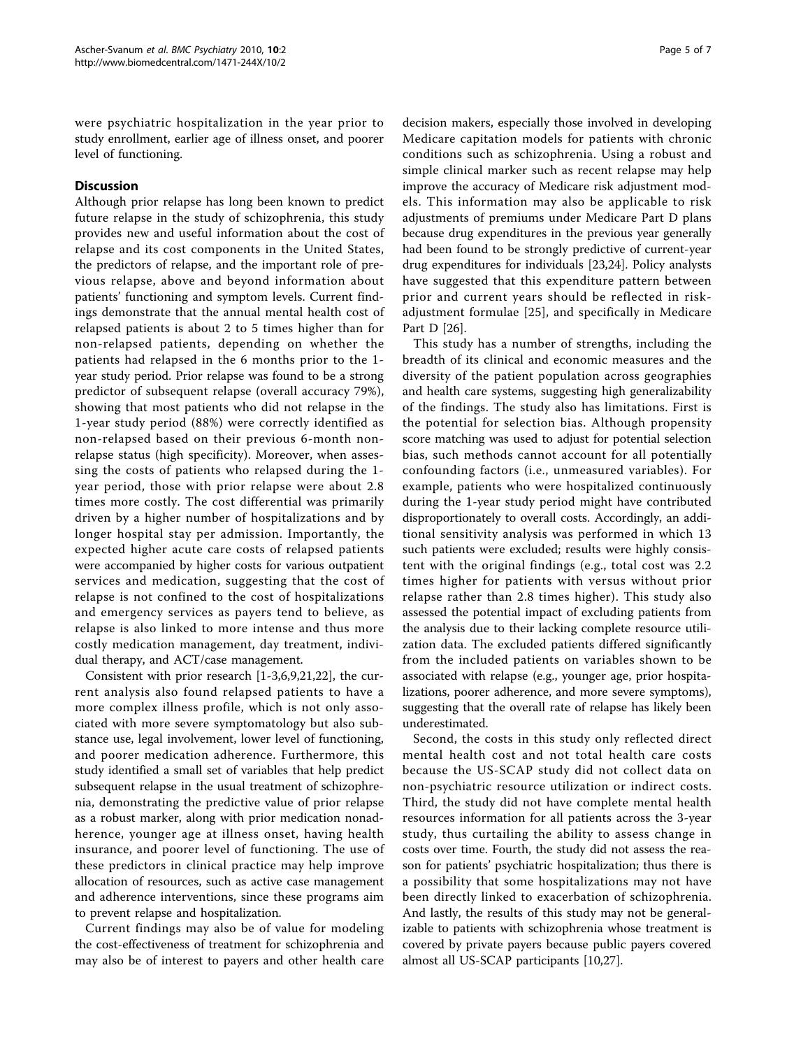were psychiatric hospitalization in the year prior to study enrollment, earlier age of illness onset, and poorer level of functioning.

## Discussion

Although prior relapse has long been known to predict future relapse in the study of schizophrenia, this study provides new and useful information about the cost of relapse and its cost components in the United States, the predictors of relapse, and the important role of previous relapse, above and beyond information about patients' functioning and symptom levels. Current findings demonstrate that the annual mental health cost of relapsed patients is about 2 to 5 times higher than for non-relapsed patients, depending on whether the patients had relapsed in the 6 months prior to the 1-year study period. Prior relapse was found to be a strong predictor of subsequent relapse (overall accuracy 79%), showing that most patients who did not relapse in the 1-year study period (88%) were correctly identified as non-relapsed based on their previous 6-month non-relapse status (high specificity). Moreover, when assessing the costs of patients who relapsed during the 1-year period, those with prior relapse were about 2.8 times more costly. The cost differential was primarily driven by a higher number of hospitalizations and by longer hospital stay per admission. Importantly, the expected higher acute care costs of relapsed patients were accompanied by higher costs for various outpatient services and medication, suggesting that the cost of relapse is not confined to the cost of hospitalizations and emergency services as payers tend to believe, as relapse is also linked to more intense and thus more costly medication management, day treatment, individual therapy, and ACT/case management.

Consistent with prior research [1-3,6,9,21,22], the current analysis also found relapsed patients to have a more complex illness profile, which is not only associated with more severe symptomatology but also substance use, legal involvement, lower level of functioning, and poorer medication adherence. Furthermore, this study identified a small set of variables that help predict subsequent relapse in the usual treatment of schizophrenia, demonstrating the predictive value of prior relapse as a robust marker, along with prior medication nonadherence, younger age at illness onset, having health insurance, and poorer level of functioning. The use of these predictors in clinical practice may help improve allocation of resources, such as active case management and adherence interventions, since these programs aim to prevent relapse and hospitalization.

Current findings may also be of value for modeling the cost-effectiveness of treatment for schizophrenia and may also be of interest to payers and other health care decision makers, especially those involved in developing Medicare capitation models for patients with chronic conditions such as schizophrenia. Using a robust and simple clinical marker such as recent relapse may help improve the accuracy of Medicare risk adjustment models. This information may also be applicable to risk adjustments of premiums under Medicare Part D plans because drug expenditures in the previous year generally had been found to be strongly predictive of current-year drug expenditures for individuals [23,24]. Policy analysts have suggested that this expenditure pattern between prior and current years should be reflected in risk-adjustment formulae [25], and specifically in Medicare Part D [26].

This study has a number of strengths, including the breadth of its clinical and economic measures and the diversity of the patient population across geographies and health care systems, suggesting high generalizability of the findings. The study also has limitations. First is the potential for selection bias. Although propensity score matching was used to adjust for potential selection bias, such methods cannot account for all potentially confounding factors (i.e., unmeasured variables). For example, patients who were hospitalized continuously during the 1-year study period might have contributed disproportionately to overall costs. Accordingly, an additional sensitivity analysis was performed in which 13 such patients were excluded; results were highly consistent with the original findings (e.g., total cost was 2.2 times higher for patients with versus without prior relapse rather than 2.8 times higher). This study also assessed the potential impact of excluding patients from the analysis due to their lacking complete resource utilization data. The excluded patients differed significantly from the included patients on variables shown to be associated with relapse (e.g., younger age, prior hospitalizations, poorer adherence, and more severe symptoms), suggesting that the overall rate of relapse has likely been underestimated.

Second, the costs in this study only reflected direct mental health cost and not total health care costs because the US-SCAP study did not collect data on non-psychiatric resource utilization or indirect costs. Third, the study did not have complete mental health resources information for all patients across the 3-year study, thus curtailing the ability to assess change in costs over time. Fourth, the study did not assess the reason for patients' psychiatric hospitalization; thus there is a possibility that some hospitalizations may not have been directly linked to exacerbation of schizophrenia. And lastly, the results of this study may not be generalizable to patients with schizophrenia whose treatment is covered by private payers because public payers covered almost all US-SCAP participants [10,27].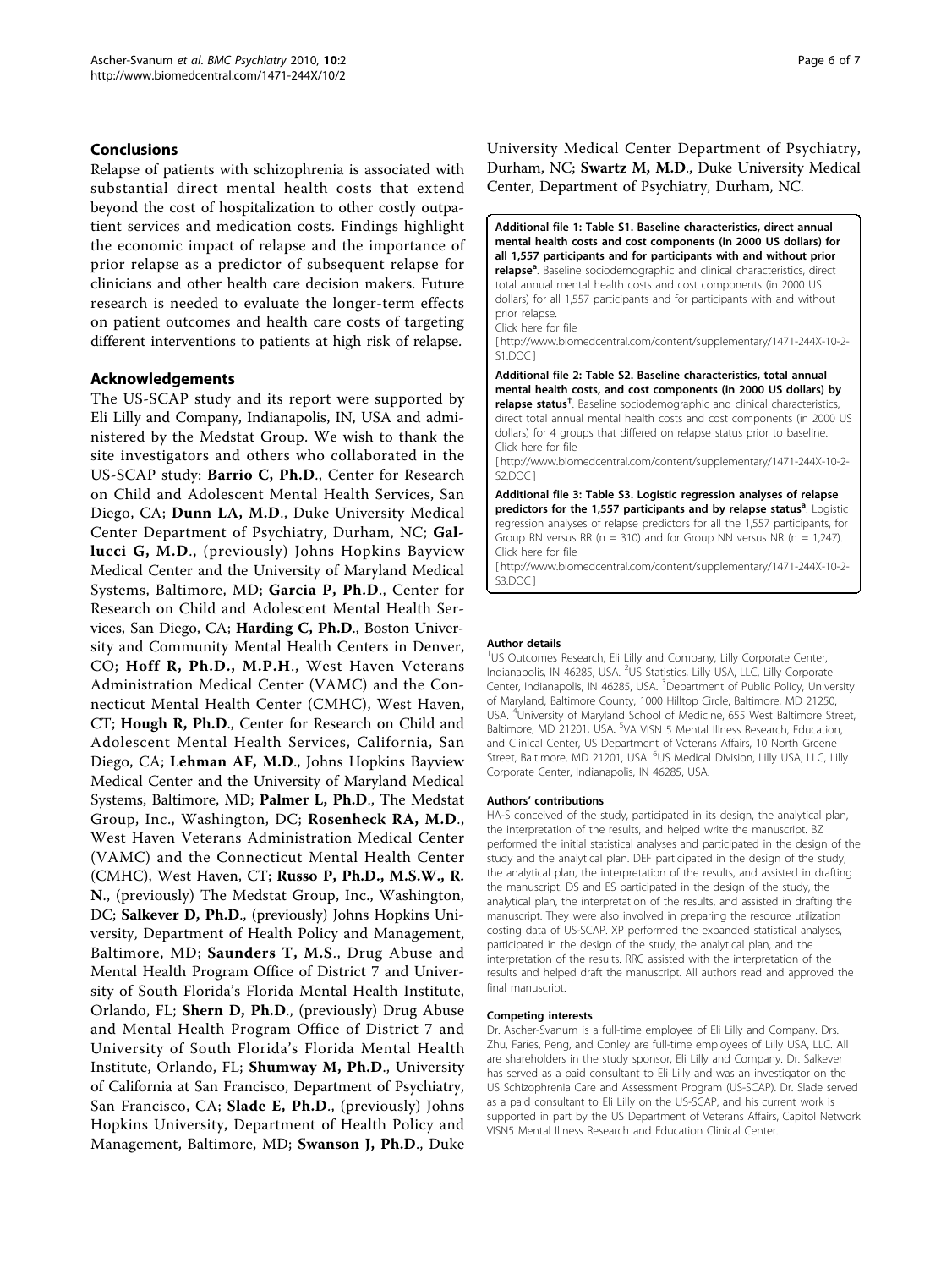## Conclusions

Relapse of patients with schizophrenia is associated with substantial direct mental health costs that extend beyond the cost of hospitalization to other costly outpatient services and medication costs. Findings highlight the economic impact of relapse and the importance of prior relapse as a predictor of subsequent relapse for clinicians and other health care decision makers. Future research is needed to evaluate the longer-term effects on patient outcomes and health care costs of targeting different interventions to patients at high risk of relapse.

## Acknowledgements

The US-SCAP study and its report were supported by Eli Lilly and Company, Indianapolis, IN, USA and administered by the Medstat Group. We wish to thank the site investigators and others who collaborated in the US-SCAP study: **Barrio C, Ph.D**., Center for Research on Child and Adolescent Mental Health Services, San Diego, CA; **Dunn LA, M.D**., Duke University Medical Center Department of Psychiatry, Durham, NC; **Gallucci G, M.D**., (previously) Johns Hopkins Bayview Medical Center and the University of Maryland Medical Systems, Baltimore, MD; **Garcia P, Ph.D**., Center for Research on Child and Adolescent Mental Health Services, San Diego, CA; **Harding C, Ph.D**., Boston University and Community Mental Health Centers in Denver, CO; **Hoff R, Ph.D., M.P.H**., West Haven Veterans Administration Medical Center (VAMC) and the Connecticut Mental Health Center (CMHC), West Haven, CT; **Hough R, Ph.D**., Center for Research on Child and Adolescent Mental Health Services, California, San Diego, CA; **Lehman AF, M.D**., Johns Hopkins Bayview Medical Center and the University of Maryland Medical Systems, Baltimore, MD; **Palmer L, Ph.D**., The Medstat Group, Inc., Washington, DC; **Rosenheck RA, M.D**., West Haven Veterans Administration Medical Center (VAMC) and the Connecticut Mental Health Center (CMHC), West Haven, CT; **Russo P, Ph.D., M.S.W., R. N**., (previously) The Medstat Group, Inc., Washington, DC; **Salkever D, Ph.D**., (previously) Johns Hopkins University, Department of Health Policy and Management, Baltimore, MD; **Saunders T, M.S**., Drug Abuse and Mental Health Program Office of District 7 and University of South Florida's Florida Mental Health Institute, Orlando, FL; **Shern D, Ph.D**., (previously) Drug Abuse and Mental Health Program Office of District 7 and University of South Florida's Florida Mental Health Institute, Orlando, FL; **Shumway M, Ph.D**., University of California at San Francisco, Department of Psychiatry, San Francisco, CA; **Slade E, Ph.D**., (previously) Johns Hopkins University, Department of Health Policy and Management, Baltimore, MD; **Swanson J, Ph.D**., Duke University Medical Center Department of Psychiatry, Durham, NC; **Swartz M, M.D**., Duke University Medical Center, Department of Psychiatry, Durham, NC.

**Additional file 1: Table S1. Baseline characteristics, direct annual mental health costs and cost components (in 2000 US dollars) for all 1,557 participants and for participants with and without prior relapse[a]**. Baseline sociodemographic and clinical characteristics, direct total annual mental health costs and cost components (in 2000 US dollars) for all 1,557 participants and for participants with and without prior relapse.
Click here for file
[ http://www.biomedcentral.com/content/supplementary/1471-244X-10-2-S1.DOC ]

**Additional file 2: Table S2. Baseline characteristics, total annual mental health costs, and cost components (in 2000 US dollars) by relapse status[†]**. Baseline sociodemographic and clinical characteristics, direct total annual mental health costs and cost components (in 2000 US dollars) for 4 groups that differed on relapse status prior to baseline.
Click here for file
[ http://www.biomedcentral.com/content/supplementary/1471-244X-10-2-S2.DOC ]

**Additional file 3: Table S3. Logistic regression analyses of relapse predictors for the 1,557 participants and by relapse status[a]**. Logistic regression analyses of relapse predictors for all the 1,557 participants, for Group RN versus RR (n = 310) and for Group NN versus NR (n = 1,247).
Click here for file
[ http://www.biomedcentral.com/content/supplementary/1471-244X-10-2-S3.DOC ]

#### Author details

[1]US Outcomes Research, Eli Lilly and Company, Lilly Corporate Center, Indianapolis, IN 46285, USA. [2]US Statistics, Lilly USA, LLC, Lilly Corporate Center, Indianapolis, IN 46285, USA. [3]Department of Public Policy, University of Maryland, Baltimore County, 1000 Hilltop Circle, Baltimore, MD 21250, USA. [4]University of Maryland School of Medicine, 655 West Baltimore Street, Baltimore, MD 21201, USA. [5]VA VISN 5 Mental Illness Research, Education, and Clinical Center, US Department of Veterans Affairs, 10 North Greene Street, Baltimore, MD 21201, USA. [6]US Medical Division, Lilly USA, LLC, Lilly Corporate Center, Indianapolis, IN 46285, USA.

#### Authors' contributions

HA-S conceived of the study, participated in its design, the analytical plan, the interpretation of the results, and helped write the manuscript. BZ performed the initial statistical analyses and participated in the design of the study and the analytical plan. DEF participated in the design of the study, the analytical plan, the interpretation of the results, and assisted in drafting the manuscript. DS and ES participated in the design of the study, the analytical plan, the interpretation of the results, and assisted in drafting the manuscript. They were also involved in preparing the resource utilization costing data of US-SCAP. XP performed the expanded statistical analyses, participated in the design of the study, the analytical plan, and the interpretation of the results. RRC assisted with the interpretation of the results and helped draft the manuscript. All authors read and approved the final manuscript.

#### Competing interests

Dr. Ascher-Svanum is a full-time employee of Eli Lilly and Company. Drs. Zhu, Faries, Peng, and Conley are full-time employees of Lilly USA, LLC. All are shareholders in the study sponsor, Eli Lilly and Company. Dr. Salkever has served as a paid consultant to Eli Lilly and was an investigator on the US Schizophrenia Care and Assessment Program (US-SCAP). Dr. Slade served as a paid consultant to Eli Lilly on the US-SCAP, and his current work is supported in part by the US Department of Veterans Affairs, Capitol Network VISN5 Mental Illness Research and Education Clinical Center.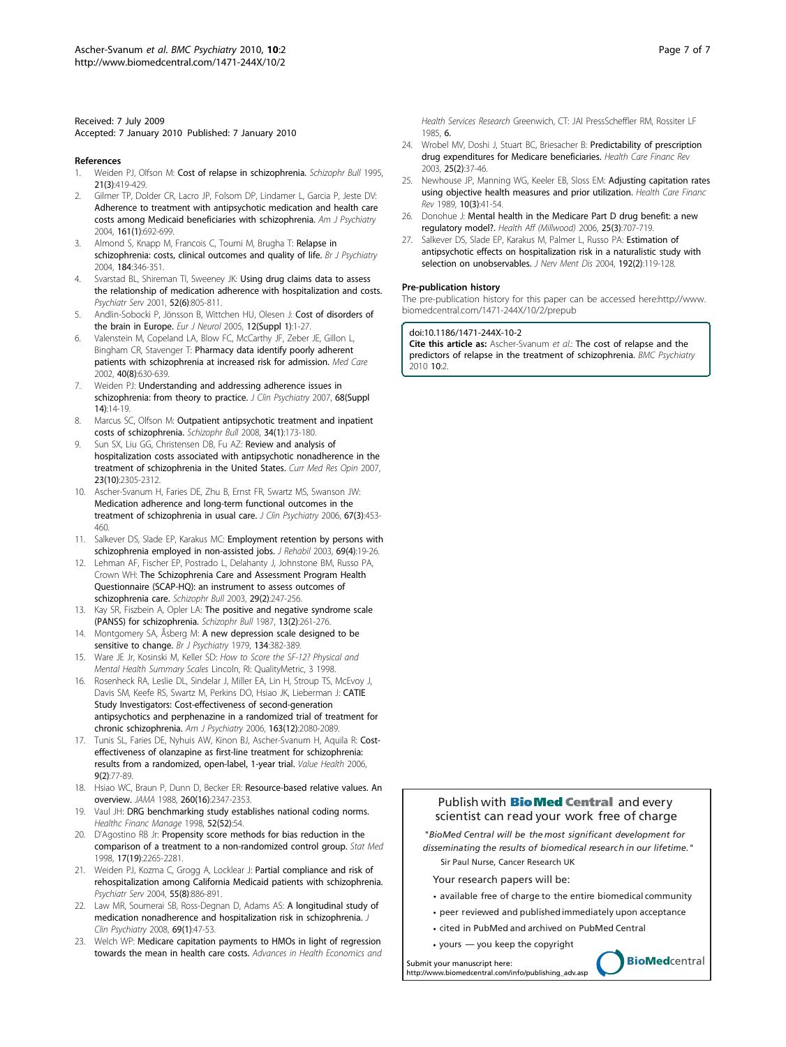Received: 7 July 2009
Accepted: 7 January 2010 Published: 7 January 2010

## References

1. Weiden PJ, Olfson M: **Cost of relapse in schizophrenia.** *Schizophr Bull* 1995, **21(3)**:419-429.
2. Gilmer TP, Dolder CR, Lacro JP, Folsom DP, Lindamer L, Garcia P, Jeste DV: **Adherence to treatment with antipsychotic medication and health care costs among Medicaid beneficiaries with schizophrenia.** *Am J Psychiatry* 2004, **161(1)**:692-699.
3. Almond S, Knapp M, Francois C, Toumi M, Brugha T: **Relapse in schizophrenia: costs, clinical outcomes and quality of life.** *Br J Psychiatry* 2004, **184**:346-351.
4. Svarstad BL, Shireman TI, Sweeney JK: **Using drug claims data to assess the relationship of medication adherence with hospitalization and costs.** *Psychiatr Serv* 2001, **52(6)**:805-811.
5. Andlin-Sobocki P, Jönsson B, Wittchen HU, Olesen J: **Cost of disorders of the brain in Europe.** *Eur J Neurol* 2005, **12(Suppl 1)**:1-27.
6. Valenstein M, Copeland LA, Blow FC, McCarthy JF, Zeber JE, Gillon L, Bingham CR, Stavenger T: **Pharmacy data identify poorly adherent patients with schizophrenia at increased risk for admission.** *Med Care* 2002, **40(8)**:630-639.
7. Weiden PJ: **Understanding and addressing adherence issues in schizophrenia: from theory to practice.** *J Clin Psychiatry* 2007, **68(Suppl 14)**:14-19.
8. Marcus SC, Olfson M: **Outpatient antipsychotic treatment and inpatient costs of schizophrenia.** *Schizophr Bull* 2008, **34(1)**:173-180.
9. Sun SX, Liu GG, Christensen DB, Fu AZ: **Review and analysis of hospitalization costs associated with antipsychotic nonadherence in the treatment of schizophrenia in the United States.** *Curr Med Res Opin* 2007, **23(10)**:2305-2312.
10. Ascher-Svanum H, Faries DE, Zhu B, Ernst FR, Swartz MS, Swanson JW: **Medication adherence and long-term functional outcomes in the treatment of schizophrenia in usual care.** *J Clin Psychiatry* 2006, **67(3)**:453-460.
11. Salkever DS, Slade EP, Karakus MC: **Employment retention by persons with schizophrenia employed in non-assisted jobs.** *J Rehabil* 2003, **69(4)**:19-26.
12. Lehman AF, Fischer EP, Postrado L, Delahanty J, Johnstone BM, Russo PA, Crown WH: **The Schizophrenia Care and Assessment Program Health Questionnaire (SCAP-HQ): an instrument to assess outcomes of schizophrenia care.** *Schizophr Bull* 2003, **29(2)**:247-256.
13. Kay SR, Fiszbein A, Opler LA: **The positive and negative syndrome scale (PANSS) for schizophrenia.** *Schizophr Bull* 1987, **13(2)**:261-276.
14. Montgomery SA, Åsberg M: **A new depression scale designed to be sensitive to change.** *Br J Psychiatry* 1979, **134**:382-389.
15. Ware JE Jr, Kosinski M, Keller SD: *How to Score the SF-12? Physical and Mental Health Summary Scales* Lincoln, RI: QualityMetric, 3 1998.
16. Rosenheck RA, Leslie DL, Sindelar J, Miller EA, Lin H, Stroup TS, McEvoy J, Davis SM, Keefe RS, Swartz M, Perkins DO, Hsiao JK, Lieberman J: **CATIE Study Investigators: Cost-effectiveness of second-generation antipsychotics and perphenazine in a randomized trial of treatment for chronic schizophrenia.** *Am J Psychiatry* 2006, **163(12)**:2080-2089.
17. Tunis SL, Faries DE, Nyhuis AW, Kinon BJ, Ascher-Svanum H, Aquila R: **Cost-effectiveness of olanzapine as first-line treatment for schizophrenia: results from a randomized, open-label, 1-year trial.** *Value Health* 2006, **9(2)**:77-89.
18. Hsiao WC, Braun P, Dunn D, Becker ER: **Resource-based relative values. An overview.** *JAMA* 1988, **260(16)**:2347-2353.
19. Vaul JH: **DRG benchmarking study establishes national coding norms.** *Healthc Financ Manage* 1998, **52(52)**:54.
20. D'Agostino RB Jr: **Propensity score methods for bias reduction in the comparison of a treatment to a non-randomized control group.** *Stat Med* 1998, **17(19)**:2265-2281.
21. Weiden PJ, Kozma C, Grogg A, Locklear J: **Partial compliance and risk of rehospitalization among California Medicaid patients with schizophrenia.** *Psychiatr Serv* 2004, **55(8)**:886-891.
22. Law MR, Soumerai SB, Ross-Degnan D, Adams AS: **A longitudinal study of medication nonadherence and hospitalization risk in schizophrenia.** *J Clin Psychiatry* 2008, **69(1)**:47-53.
23. Welch WP: **Medicare capitation payments to HMOs in light of regression towards the mean in health care costs.** *Advances in Health Economics and Health Services Research* Greenwich, CT: JAI PressScheffler RM, Rossiter LF 1985, **6**.
24. Wrobel MV, Doshi J, Stuart BC, Briesacher B: **Predictability of prescription drug expenditures for Medicare beneficiaries.** *Health Care Financ Rev* 2003, **25(2)**:37-46.
25. Newhouse JP, Manning WG, Keeler EB, Sloss EM: **Adjusting capitation rates using objective health measures and prior utilization.** *Health Care Financ Rev* 1989, **10(3)**:41-54.
26. Donohue J: **Mental health in the Medicare Part D drug benefit: a new regulatory model?.** *Health Aff (Millwood)* 2006, **25(3)**:707-719.
27. Salkever DS, Slade EP, Karakus M, Palmer L, Russo PA: **Estimation of antipsychotic effects on hospitalization risk in a naturalistic study with selection on unobservables.** *J Nerv Ment Dis* 2004, **192(2)**:119-128.

## Pre-publication history

The pre-publication history for this paper can be accessed here:http://www.biomedcentral.com/1471-244X/10/2/prepub

doi:10.1186/1471-244X-10-2
**Cite this article as:** Ascher-Svanum *et al.*: The cost of relapse and the predictors of relapse in the treatment of schizophrenia. *BMC Psychiatry* 2010 **10**:2.

Publish with **BioMed Central** and every scientist can read your work free of charge

"*BioMed Central will be the most significant development for disseminating the results of biomedical research in our lifetime.*"
Sir Paul Nurse, Cancer Research UK

Your research papers will be:

- available free of charge to the entire biomedical community
- peer reviewed and published immediately upon acceptance
- cited in PubMed and archived on PubMed Central
- yours — you keep the copyright

Submit your manuscript here:
http://www.biomedcentral.com/info/publishing_adv.asp

BioMedcentral